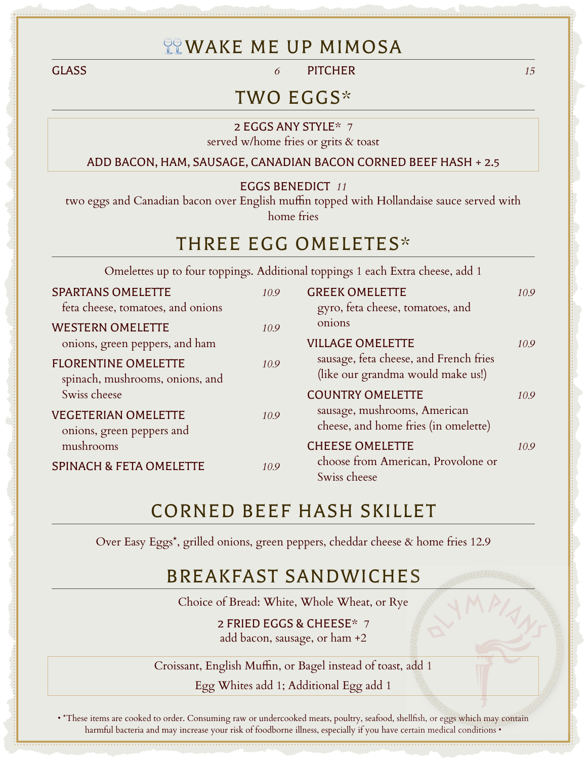# 🥂WAKE ME UP MIMOSA

GLASS *6* PITCHER *15*

# TWO EGGS*

2 EGGS ANY STYLE* 7
served w/home fries or grits & toast

ADD BACON, HAM, SAUSAGE, CANADIAN BACON CORNED BEEF HASH + 2.5

EGGS BENEDICT *11*
two eggs and Canadian bacon over English muffin topped with Hollandaise sauce served with home fries

# THREE EGG OMELETES*

Omelettes up to four toppings. Additional toppings 1 each Extra cheese, add 1

SPARTANS OMELETTE *10.9*
feta cheese, tomatoes, and onions

WESTERN OMELETTE *10.9*
onions, green peppers, and ham

FLORENTINE OMELETTE *10.9*
spinach, mushrooms, onions, and Swiss cheese

VEGETERIAN OMELETTE *10.9*
onions, green peppers and mushrooms

SPINACH & FETA OMELETTE *10.9*

GREEK OMELETTE *10.9*
gyro, feta cheese, tomatoes, and onions

VILLAGE OMELETTE *10.9*
sausage, feta cheese, and French fries (like our grandma would make us!)

COUNTRY OMELETTE *10.9*
sausage, mushrooms, American cheese, and home fries (in omelette)

CHEESE OMELETTE *10.9*
choose from American, Provolone or Swiss cheese

# CORNED BEEF HASH SKILLET

Over Easy Eggs*, grilled onions, green peppers, cheddar cheese & home fries 12.9

# BREAKFAST SANDWICHES

Choice of Bread: White, Whole Wheat, or Rye

2 FRIED EGGS & CHEESE* 7
add bacon, sausage, or ham +2

Croissant, English Muffin, or Bagel instead of toast, add 1

Egg Whites add 1; Additional Egg add 1

• *These items are cooked to order. Consuming raw or undercooked meats, poultry, seafood, shellfish, or eggs which may contain harmful bacteria and may increase your risk of foodborne illness, especially if you have certain medical conditions •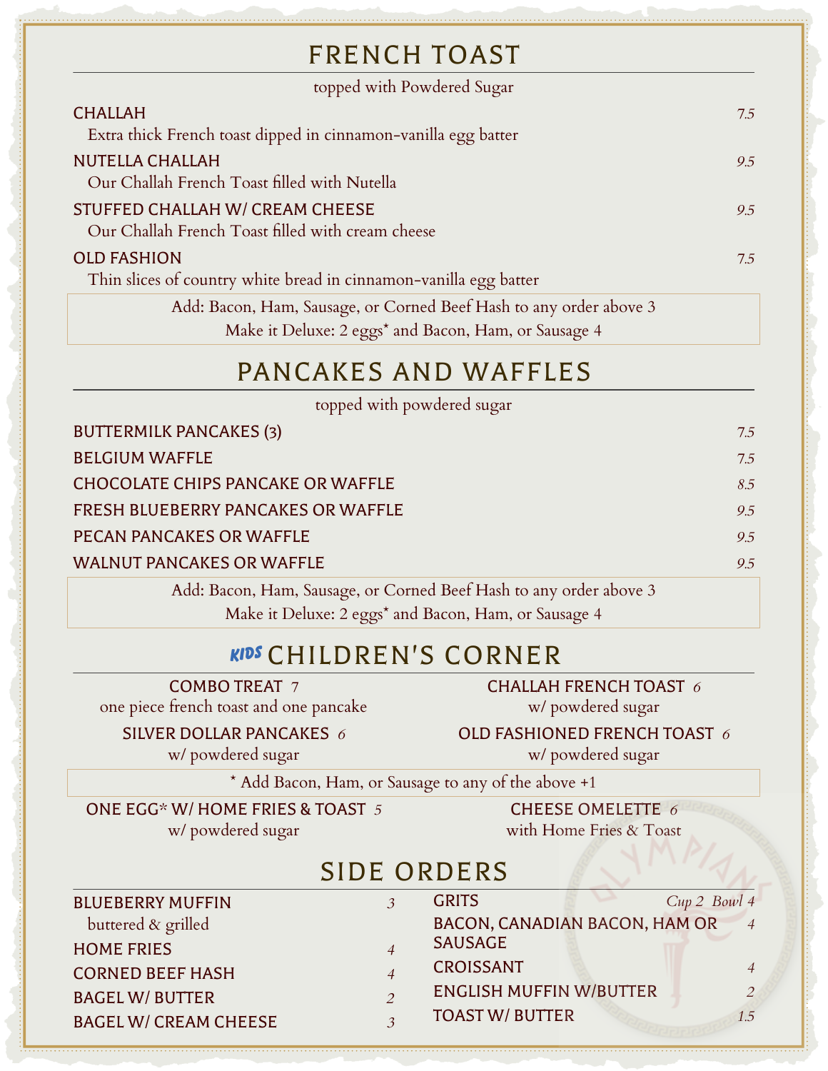# FRENCH TOAST

topped with Powdered Sugar

**CHALLAH** *7.5*
Extra thick French toast dipped in cinnamon-vanilla egg batter

**NUTELLA CHALLAH** *9.5*
Our Challah French Toast filled with Nutella

**STUFFED CHALLAH W/ CREAM CHEESE** *9.5*
Our Challah French Toast filled with cream cheese

**OLD FASHION** *7.5*
Thin slices of country white bread in cinnamon-vanilla egg batter

Add: Bacon, Ham, Sausage, or Corned Beef Hash to any order above 3
Make it Deluxe: 2 eggs* and Bacon, Ham, or Sausage 4

# PANCAKES AND WAFFLES

topped with powdered sugar

| | |
|---|---|
| BUTTERMILK PANCAKES (3) | 7.5 |
| BELGIUM WAFFLE | 7.5 |
| CHOCOLATE CHIPS PANCAKE OR WAFFLE | 8.5 |
| FRESH BLUEBERRY PANCAKES OR WAFFLE | 9.5 |
| PECAN PANCAKES OR WAFFLE | 9.5 |
| WALNUT PANCAKES OR WAFFLE | 9.5 |

Add: Bacon, Ham, Sausage, or Corned Beef Hash to any order above 3
Make it Deluxe: 2 eggs* and Bacon, Ham, or Sausage 4

# KIDS CHILDREN'S CORNER

**COMBO TREAT** *7*
one piece french toast and one pancake

**SILVER DOLLAR PANCAKES** *6*
w/ powdered sugar

**CHALLAH FRENCH TOAST** *6*
w/ powdered sugar

**OLD FASHIONED FRENCH TOAST** *6*
w/ powdered sugar

* Add Bacon, Ham, or Sausage to any of the above +1

**ONE EGG* W/ HOME FRIES & TOAST** *5*
w/ powdered sugar

**CHEESE OMELETTE** *6*
with Home Fries & Toast

# SIDE ORDERS

| | |
|---|---|
| BLUEBERRY MUFFIN<br>buttered & grilled | 3 |
| HOME FRIES | 4 |
| CORNED BEEF HASH | 4 |
| BAGEL W/ BUTTER | 2 |
| BAGEL W/ CREAM CHEESE | 3 |
| GRITS | Cup 2 Bowl 4 |
| BACON, CANADIAN BACON, HAM OR SAUSAGE | 4 |
| CROISSANT | 4 |
| ENGLISH MUFFIN W/BUTTER | 2 |
| TOAST W/ BUTTER | 1.5 |